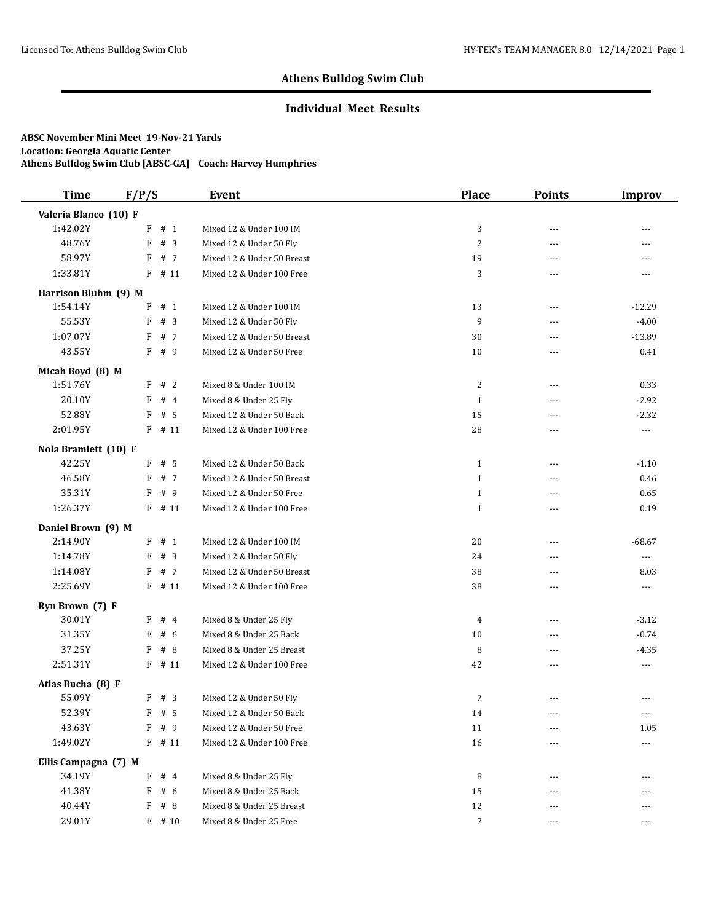# Athens Bulldog Swim Club

## Individual Meet Results

**ABSC November Mini Meet 19-Nov-21 Yards**
**Location: Georgia Aquatic Center**
**Athens Bulldog Swim Club [ABSC-GA] Coach: Harvey Humphries**

| Time | F/P/S | Event | Place | Points | Improv |
|---|---|---|---|---|---|
| **Valeria Blanco (10) F** | | | | | |
| 1:42.02Y | F # 1 | Mixed 12 & Under 100 IM | 3 | --- | --- |
| 48.76Y | F # 3 | Mixed 12 & Under 50 Fly | 2 | --- | --- |
| 58.97Y | F # 7 | Mixed 12 & Under 50 Breast | 19 | --- | --- |
| 1:33.81Y | F # 11 | Mixed 12 & Under 100 Free | 3 | --- | --- |
| **Harrison Bluhm (9) M** | | | | | |
| 1:54.14Y | F # 1 | Mixed 12 & Under 100 IM | 13 | --- | -12.29 |
| 55.53Y | F # 3 | Mixed 12 & Under 50 Fly | 9 | --- | -4.00 |
| 1:07.07Y | F # 7 | Mixed 12 & Under 50 Breast | 30 | --- | -13.89 |
| 43.55Y | F # 9 | Mixed 12 & Under 50 Free | 10 | --- | 0.41 |
| **Micah Boyd (8) M** | | | | | |
| 1:51.76Y | F # 2 | Mixed 8 & Under 100 IM | 2 | --- | 0.33 |
| 20.10Y | F # 4 | Mixed 8 & Under 25 Fly | 1 | --- | -2.92 |
| 52.88Y | F # 5 | Mixed 12 & Under 50 Back | 15 | --- | -2.32 |
| 2:01.95Y | F # 11 | Mixed 12 & Under 100 Free | 28 | --- | --- |
| **Nola Bramlett (10) F** | | | | | |
| 42.25Y | F # 5 | Mixed 12 & Under 50 Back | 1 | --- | -1.10 |
| 46.58Y | F # 7 | Mixed 12 & Under 50 Breast | 1 | --- | 0.46 |
| 35.31Y | F # 9 | Mixed 12 & Under 50 Free | 1 | --- | 0.65 |
| 1:26.37Y | F # 11 | Mixed 12 & Under 100 Free | 1 | --- | 0.19 |
| **Daniel Brown (9) M** | | | | | |
| 2:14.90Y | F # 1 | Mixed 12 & Under 100 IM | 20 | --- | -68.67 |
| 1:14.78Y | F # 3 | Mixed 12 & Under 50 Fly | 24 | --- | --- |
| 1:14.08Y | F # 7 | Mixed 12 & Under 50 Breast | 38 | --- | 8.03 |
| 2:25.69Y | F # 11 | Mixed 12 & Under 100 Free | 38 | --- | --- |
| **Ryn Brown (7) F** | | | | | |
| 30.01Y | F # 4 | Mixed 8 & Under 25 Fly | 4 | --- | -3.12 |
| 31.35Y | F # 6 | Mixed 8 & Under 25 Back | 10 | --- | -0.74 |
| 37.25Y | F # 8 | Mixed 8 & Under 25 Breast | 8 | --- | -4.35 |
| 2:51.31Y | F # 11 | Mixed 12 & Under 100 Free | 42 | --- | --- |
| **Atlas Bucha (8) F** | | | | | |
| 55.09Y | F # 3 | Mixed 12 & Under 50 Fly | 7 | --- | --- |
| 52.39Y | F # 5 | Mixed 12 & Under 50 Back | 14 | --- | --- |
| 43.63Y | F # 9 | Mixed 12 & Under 50 Free | 11 | --- | 1.05 |
| 1:49.02Y | F # 11 | Mixed 12 & Under 100 Free | 16 | --- | --- |
| **Ellis Campagna (7) M** | | | | | |
| 34.19Y | F # 4 | Mixed 8 & Under 25 Fly | 8 | --- | --- |
| 41.38Y | F # 6 | Mixed 8 & Under 25 Back | 15 | --- | --- |
| 40.44Y | F # 8 | Mixed 8 & Under 25 Breast | 12 | --- | --- |
| 29.01Y | F # 10 | Mixed 8 & Under 25 Free | 7 | --- | --- |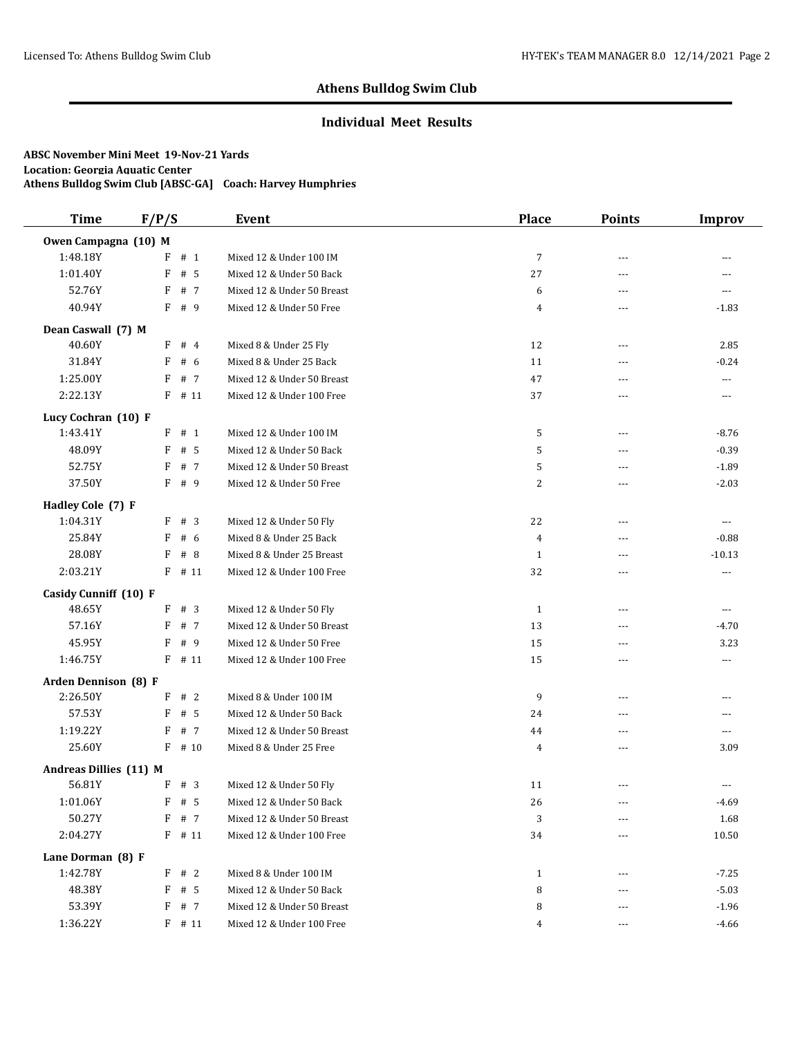## Athens Bulldog Swim Club

### Individual Meet Results

**ABSC November Mini Meet 19-Nov-21 Yards**
**Location: Georgia Aquatic Center**
**Athens Bulldog Swim Club [ABSC-GA] Coach: Harvey Humphries**

| Time | F/P/S | Event | Place | Points | Improv |
|---|---|---|---|---|---|
| **Owen Campagna (10) M** | | | | | |
| 1:48.18Y | F # 1 | Mixed 12 & Under 100 IM | 7 | --- | --- |
| 1:01.40Y | F # 5 | Mixed 12 & Under 50 Back | 27 | --- | --- |
| 52.76Y | F # 7 | Mixed 12 & Under 50 Breast | 6 | --- | --- |
| 40.94Y | F # 9 | Mixed 12 & Under 50 Free | 4 | --- | -1.83 |
| **Dean Caswall (7) M** | | | | | |
| 40.60Y | F # 4 | Mixed 8 & Under 25 Fly | 12 | --- | 2.85 |
| 31.84Y | F # 6 | Mixed 8 & Under 25 Back | 11 | --- | -0.24 |
| 1:25.00Y | F # 7 | Mixed 12 & Under 50 Breast | 47 | --- | --- |
| 2:22.13Y | F # 11 | Mixed 12 & Under 100 Free | 37 | --- | --- |
| **Lucy Cochran (10) F** | | | | | |
| 1:43.41Y | F # 1 | Mixed 12 & Under 100 IM | 5 | --- | -8.76 |
| 48.09Y | F # 5 | Mixed 12 & Under 50 Back | 5 | --- | -0.39 |
| 52.75Y | F # 7 | Mixed 12 & Under 50 Breast | 5 | --- | -1.89 |
| 37.50Y | F # 9 | Mixed 12 & Under 50 Free | 2 | --- | -2.03 |
| **Hadley Cole (7) F** | | | | | |
| 1:04.31Y | F # 3 | Mixed 12 & Under 50 Fly | 22 | --- | --- |
| 25.84Y | F # 6 | Mixed 8 & Under 25 Back | 4 | --- | -0.88 |
| 28.08Y | F # 8 | Mixed 8 & Under 25 Breast | 1 | --- | -10.13 |
| 2:03.21Y | F # 11 | Mixed 12 & Under 100 Free | 32 | --- | --- |
| **Casidy Cunniff (10) F** | | | | | |
| 48.65Y | F # 3 | Mixed 12 & Under 50 Fly | 1 | --- | --- |
| 57.16Y | F # 7 | Mixed 12 & Under 50 Breast | 13 | --- | -4.70 |
| 45.95Y | F # 9 | Mixed 12 & Under 50 Free | 15 | --- | 3.23 |
| 1:46.75Y | F # 11 | Mixed 12 & Under 100 Free | 15 | --- | --- |
| **Arden Dennison (8) F** | | | | | |
| 2:26.50Y | F # 2 | Mixed 8 & Under 100 IM | 9 | --- | --- |
| 57.53Y | F # 5 | Mixed 12 & Under 50 Back | 24 | --- | --- |
| 1:19.22Y | F # 7 | Mixed 12 & Under 50 Breast | 44 | --- | --- |
| 25.60Y | F # 10 | Mixed 8 & Under 25 Free | 4 | --- | 3.09 |
| **Andreas Dillies (11) M** | | | | | |
| 56.81Y | F # 3 | Mixed 12 & Under 50 Fly | 11 | --- | --- |
| 1:01.06Y | F # 5 | Mixed 12 & Under 50 Back | 26 | --- | -4.69 |
| 50.27Y | F # 7 | Mixed 12 & Under 50 Breast | 3 | --- | 1.68 |
| 2:04.27Y | F # 11 | Mixed 12 & Under 100 Free | 34 | --- | 10.50 |
| **Lane Dorman (8) F** | | | | | |
| 1:42.78Y | F # 2 | Mixed 8 & Under 100 IM | 1 | --- | -7.25 |
| 48.38Y | F # 5 | Mixed 12 & Under 50 Back | 8 | --- | -5.03 |
| 53.39Y | F # 7 | Mixed 12 & Under 50 Breast | 8 | --- | -1.96 |
| 1:36.22Y | F # 11 | Mixed 12 & Under 100 Free | 4 | --- | -4.66 |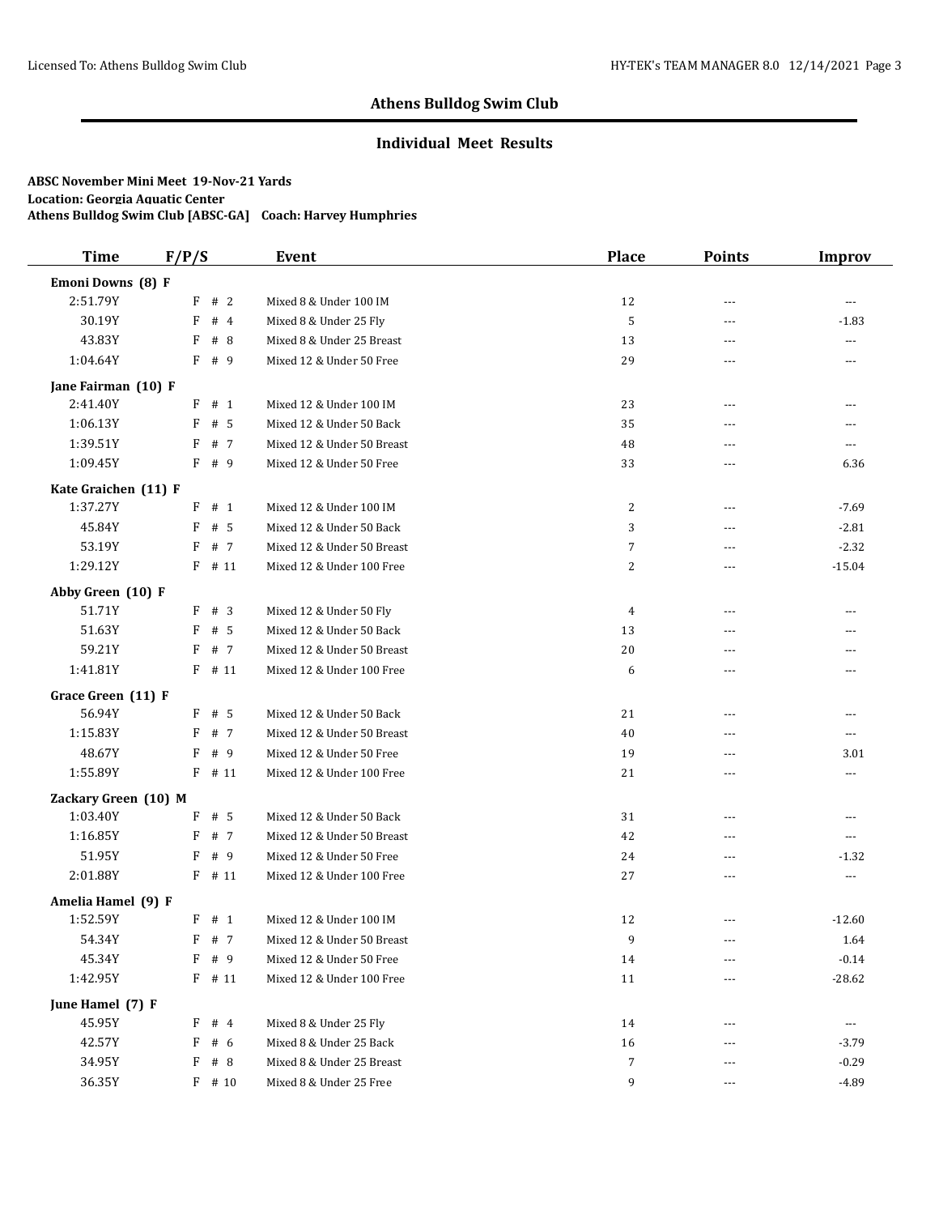## Athens Bulldog Swim Club

### Individual Meet Results

**ABSC November Mini Meet 19-Nov-21 Yards**
**Location: Georgia Aquatic Center**
**Athens Bulldog Swim Club [ABSC-GA] Coach: Harvey Humphries**

| Time | F/P/S | Event | Place | Points | Improv |
|---|---|---|---|---|---|
| **Emoni Downs (8) F** | | | | | |
| 2:51.79Y | F # 2 | Mixed 8 & Under 100 IM | 12 | --- | --- |
| 30.19Y | F # 4 | Mixed 8 & Under 25 Fly | 5 | --- | -1.83 |
| 43.83Y | F # 8 | Mixed 8 & Under 25 Breast | 13 | --- | --- |
| 1:04.64Y | F # 9 | Mixed 12 & Under 50 Free | 29 | --- | --- |
| **Jane Fairman (10) F** | | | | | |
| 2:41.40Y | F # 1 | Mixed 12 & Under 100 IM | 23 | --- | --- |
| 1:06.13Y | F # 5 | Mixed 12 & Under 50 Back | 35 | --- | --- |
| 1:39.51Y | F # 7 | Mixed 12 & Under 50 Breast | 48 | --- | --- |
| 1:09.45Y | F # 9 | Mixed 12 & Under 50 Free | 33 | --- | 6.36 |
| **Kate Graichen (11) F** | | | | | |
| 1:37.27Y | F # 1 | Mixed 12 & Under 100 IM | 2 | --- | -7.69 |
| 45.84Y | F # 5 | Mixed 12 & Under 50 Back | 3 | --- | -2.81 |
| 53.19Y | F # 7 | Mixed 12 & Under 50 Breast | 7 | --- | -2.32 |
| 1:29.12Y | F # 11 | Mixed 12 & Under 100 Free | 2 | --- | -15.04 |
| **Abby Green (10) F** | | | | | |
| 51.71Y | F # 3 | Mixed 12 & Under 50 Fly | 4 | --- | --- |
| 51.63Y | F # 5 | Mixed 12 & Under 50 Back | 13 | --- | --- |
| 59.21Y | F # 7 | Mixed 12 & Under 50 Breast | 20 | --- | --- |
| 1:41.81Y | F # 11 | Mixed 12 & Under 100 Free | 6 | --- | --- |
| **Grace Green (11) F** | | | | | |
| 56.94Y | F # 5 | Mixed 12 & Under 50 Back | 21 | --- | --- |
| 1:15.83Y | F # 7 | Mixed 12 & Under 50 Breast | 40 | --- | --- |
| 48.67Y | F # 9 | Mixed 12 & Under 50 Free | 19 | --- | 3.01 |
| 1:55.89Y | F # 11 | Mixed 12 & Under 100 Free | 21 | --- | --- |
| **Zackary Green (10) M** | | | | | |
| 1:03.40Y | F # 5 | Mixed 12 & Under 50 Back | 31 | --- | --- |
| 1:16.85Y | F # 7 | Mixed 12 & Under 50 Breast | 42 | --- | --- |
| 51.95Y | F # 9 | Mixed 12 & Under 50 Free | 24 | --- | -1.32 |
| 2:01.88Y | F # 11 | Mixed 12 & Under 100 Free | 27 | --- | --- |
| **Amelia Hamel (9) F** | | | | | |
| 1:52.59Y | F # 1 | Mixed 12 & Under 100 IM | 12 | --- | -12.60 |
| 54.34Y | F # 7 | Mixed 12 & Under 50 Breast | 9 | --- | 1.64 |
| 45.34Y | F # 9 | Mixed 12 & Under 50 Free | 14 | --- | -0.14 |
| 1:42.95Y | F # 11 | Mixed 12 & Under 100 Free | 11 | --- | -28.62 |
| **June Hamel (7) F** | | | | | |
| 45.95Y | F # 4 | Mixed 8 & Under 25 Fly | 14 | --- | --- |
| 42.57Y | F # 6 | Mixed 8 & Under 25 Back | 16 | --- | -3.79 |
| 34.95Y | F # 8 | Mixed 8 & Under 25 Breast | 7 | --- | -0.29 |
| 36.35Y | F # 10 | Mixed 8 & Under 25 Free | 9 | --- | -4.89 |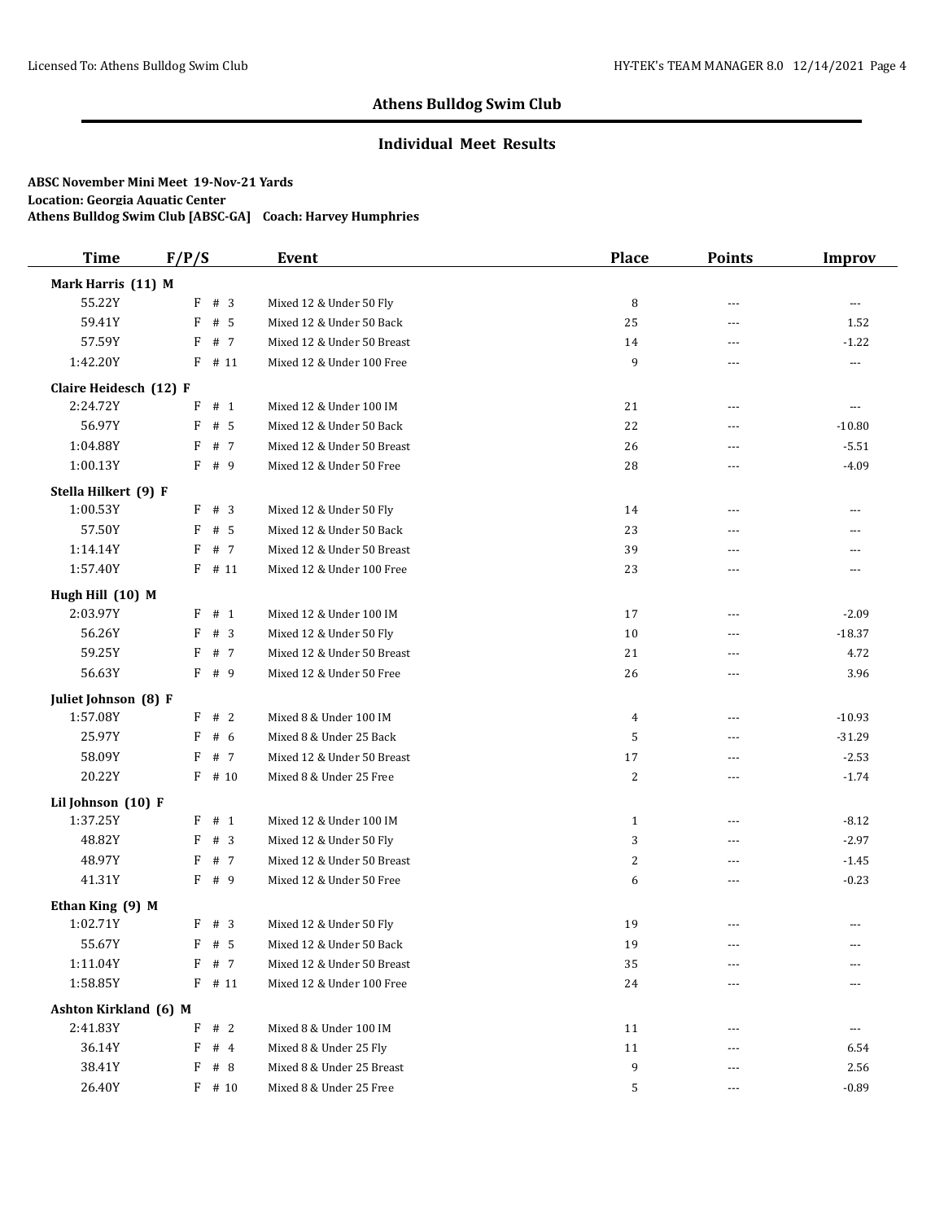## Athens Bulldog Swim Club

### Individual Meet Results

**ABSC November Mini Meet 19-Nov-21 Yards**
**Location: Georgia Aquatic Center**
**Athens Bulldog Swim Club [ABSC-GA] Coach: Harvey Humphries**

| Time | F/P/S | Event | Place | Points | Improv |
|---|---|---|---|---|---|
| **Mark Harris (11) M** | | | | | |
| 55.22Y | F # 3 | Mixed 12 & Under 50 Fly | 8 | --- | --- |
| 59.41Y | F # 5 | Mixed 12 & Under 50 Back | 25 | --- | 1.52 |
| 57.59Y | F # 7 | Mixed 12 & Under 50 Breast | 14 | --- | -1.22 |
| 1:42.20Y | F # 11 | Mixed 12 & Under 100 Free | 9 | --- | --- |
| **Claire Heidesch (12) F** | | | | | |
| 2:24.72Y | F # 1 | Mixed 12 & Under 100 IM | 21 | --- | --- |
| 56.97Y | F # 5 | Mixed 12 & Under 50 Back | 22 | --- | -10.80 |
| 1:04.88Y | F # 7 | Mixed 12 & Under 50 Breast | 26 | --- | -5.51 |
| 1:00.13Y | F # 9 | Mixed 12 & Under 50 Free | 28 | --- | -4.09 |
| **Stella Hilkert (9) F** | | | | | |
| 1:00.53Y | F # 3 | Mixed 12 & Under 50 Fly | 14 | --- | --- |
| 57.50Y | F # 5 | Mixed 12 & Under 50 Back | 23 | --- | --- |
| 1:14.14Y | F # 7 | Mixed 12 & Under 50 Breast | 39 | --- | --- |
| 1:57.40Y | F # 11 | Mixed 12 & Under 100 Free | 23 | --- | --- |
| **Hugh Hill (10) M** | | | | | |
| 2:03.97Y | F # 1 | Mixed 12 & Under 100 IM | 17 | --- | -2.09 |
| 56.26Y | F # 3 | Mixed 12 & Under 50 Fly | 10 | --- | -18.37 |
| 59.25Y | F # 7 | Mixed 12 & Under 50 Breast | 21 | --- | 4.72 |
| 56.63Y | F # 9 | Mixed 12 & Under 50 Free | 26 | --- | 3.96 |
| **Juliet Johnson (8) F** | | | | | |
| 1:57.08Y | F # 2 | Mixed 8 & Under 100 IM | 4 | --- | -10.93 |
| 25.97Y | F # 6 | Mixed 8 & Under 25 Back | 5 | --- | -31.29 |
| 58.09Y | F # 7 | Mixed 12 & Under 50 Breast | 17 | --- | -2.53 |
| 20.22Y | F # 10 | Mixed 8 & Under 25 Free | 2 | --- | -1.74 |
| **Lil Johnson (10) F** | | | | | |
| 1:37.25Y | F # 1 | Mixed 12 & Under 100 IM | 1 | --- | -8.12 |
| 48.82Y | F # 3 | Mixed 12 & Under 50 Fly | 3 | --- | -2.97 |
| 48.97Y | F # 7 | Mixed 12 & Under 50 Breast | 2 | --- | -1.45 |
| 41.31Y | F # 9 | Mixed 12 & Under 50 Free | 6 | --- | -0.23 |
| **Ethan King (9) M** | | | | | |
| 1:02.71Y | F # 3 | Mixed 12 & Under 50 Fly | 19 | --- | --- |
| 55.67Y | F # 5 | Mixed 12 & Under 50 Back | 19 | --- | --- |
| 1:11.04Y | F # 7 | Mixed 12 & Under 50 Breast | 35 | --- | --- |
| 1:58.85Y | F # 11 | Mixed 12 & Under 100 Free | 24 | --- | --- |
| **Ashton Kirkland (6) M** | | | | | |
| 2:41.83Y | F # 2 | Mixed 8 & Under 100 IM | 11 | --- | --- |
| 36.14Y | F # 4 | Mixed 8 & Under 25 Fly | 11 | --- | 6.54 |
| 38.41Y | F # 8 | Mixed 8 & Under 25 Breast | 9 | --- | 2.56 |
| 26.40Y | F # 10 | Mixed 8 & Under 25 Free | 5 | --- | -0.89 |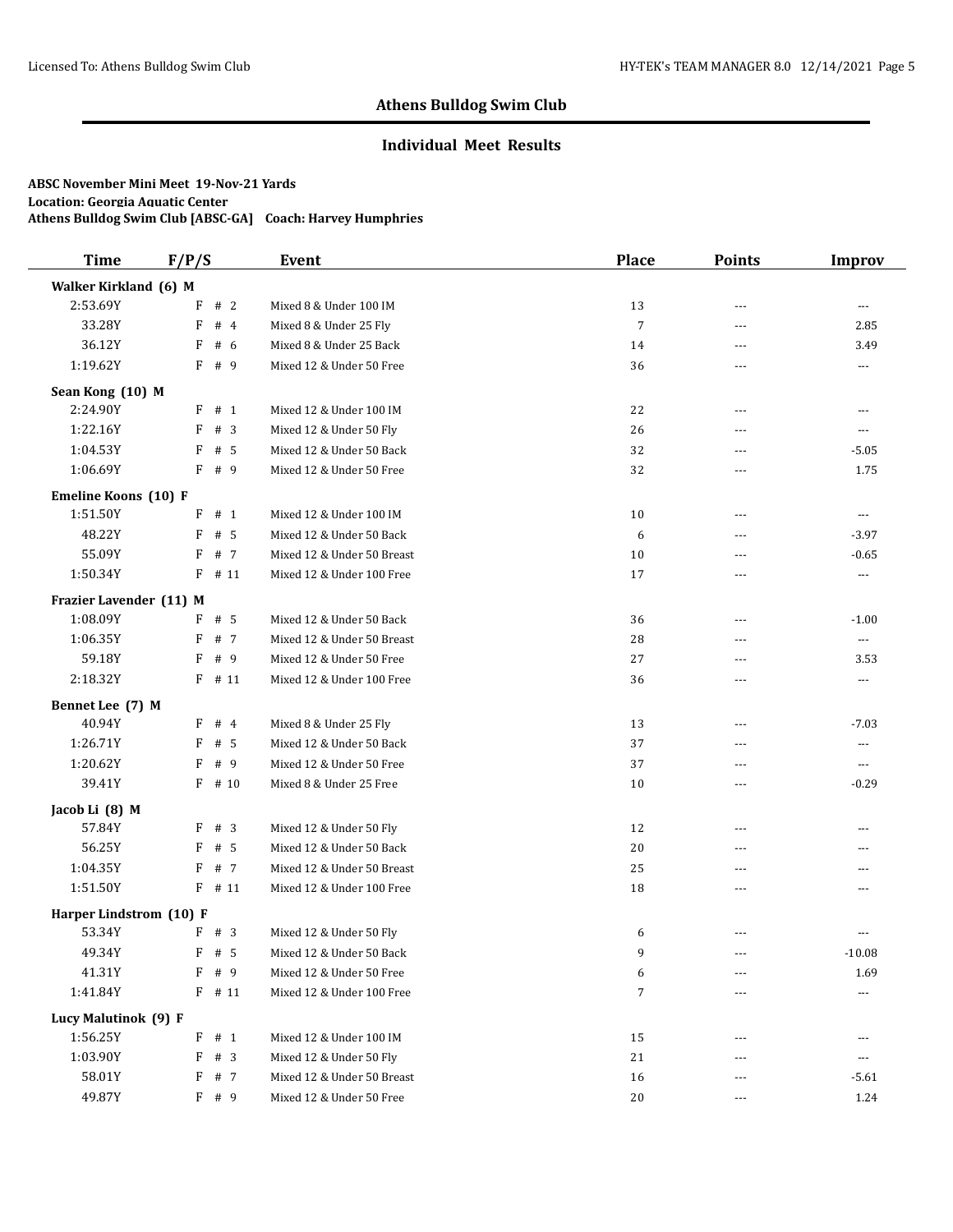## Athens Bulldog Swim Club

### Individual Meet Results

**ABSC November Mini Meet 19-Nov-21 Yards**
**Location: Georgia Aquatic Center**
**Athens Bulldog Swim Club [ABSC-GA] Coach: Harvey Humphries**

| Time | F/P/S | Event | Place | Points | Improv |
|---|---|---|---|---|---|
| **Walker Kirkland (6) M** | | | | | |
| 2:53.69Y | F # 2 | Mixed 8 & Under 100 IM | 13 | --- | --- |
| 33.28Y | F # 4 | Mixed 8 & Under 25 Fly | 7 | --- | 2.85 |
| 36.12Y | F # 6 | Mixed 8 & Under 25 Back | 14 | --- | 3.49 |
| 1:19.62Y | F # 9 | Mixed 12 & Under 50 Free | 36 | --- | --- |
| **Sean Kong (10) M** | | | | | |
| 2:24.90Y | F # 1 | Mixed 12 & Under 100 IM | 22 | --- | --- |
| 1:22.16Y | F # 3 | Mixed 12 & Under 50 Fly | 26 | --- | --- |
| 1:04.53Y | F # 5 | Mixed 12 & Under 50 Back | 32 | --- | -5.05 |
| 1:06.69Y | F # 9 | Mixed 12 & Under 50 Free | 32 | --- | 1.75 |
| **Emeline Koons (10) F** | | | | | |
| 1:51.50Y | F # 1 | Mixed 12 & Under 100 IM | 10 | --- | --- |
| 48.22Y | F # 5 | Mixed 12 & Under 50 Back | 6 | --- | -3.97 |
| 55.09Y | F # 7 | Mixed 12 & Under 50 Breast | 10 | --- | -0.65 |
| 1:50.34Y | F # 11 | Mixed 12 & Under 100 Free | 17 | --- | --- |
| **Frazier Lavender (11) M** | | | | | |
| 1:08.09Y | F # 5 | Mixed 12 & Under 50 Back | 36 | --- | -1.00 |
| 1:06.35Y | F # 7 | Mixed 12 & Under 50 Breast | 28 | --- | --- |
| 59.18Y | F # 9 | Mixed 12 & Under 50 Free | 27 | --- | 3.53 |
| 2:18.32Y | F # 11 | Mixed 12 & Under 100 Free | 36 | --- | --- |
| **Bennet Lee (7) M** | | | | | |
| 40.94Y | F # 4 | Mixed 8 & Under 25 Fly | 13 | --- | -7.03 |
| 1:26.71Y | F # 5 | Mixed 12 & Under 50 Back | 37 | --- | --- |
| 1:20.62Y | F # 9 | Mixed 12 & Under 50 Free | 37 | --- | --- |
| 39.41Y | F # 10 | Mixed 8 & Under 25 Free | 10 | --- | -0.29 |
| **Jacob Li (8) M** | | | | | |
| 57.84Y | F # 3 | Mixed 12 & Under 50 Fly | 12 | --- | --- |
| 56.25Y | F # 5 | Mixed 12 & Under 50 Back | 20 | --- | --- |
| 1:04.35Y | F # 7 | Mixed 12 & Under 50 Breast | 25 | --- | --- |
| 1:51.50Y | F # 11 | Mixed 12 & Under 100 Free | 18 | --- | --- |
| **Harper Lindstrom (10) F** | | | | | |
| 53.34Y | F # 3 | Mixed 12 & Under 50 Fly | 6 | --- | --- |
| 49.34Y | F # 5 | Mixed 12 & Under 50 Back | 9 | --- | -10.08 |
| 41.31Y | F # 9 | Mixed 12 & Under 50 Free | 6 | --- | 1.69 |
| 1:41.84Y | F # 11 | Mixed 12 & Under 100 Free | 7 | --- | --- |
| **Lucy Malutinok (9) F** | | | | | |
| 1:56.25Y | F # 1 | Mixed 12 & Under 100 IM | 15 | --- | --- |
| 1:03.90Y | F # 3 | Mixed 12 & Under 50 Fly | 21 | --- | --- |
| 58.01Y | F # 7 | Mixed 12 & Under 50 Breast | 16 | --- | -5.61 |
| 49.87Y | F # 9 | Mixed 12 & Under 50 Free | 20 | --- | 1.24 |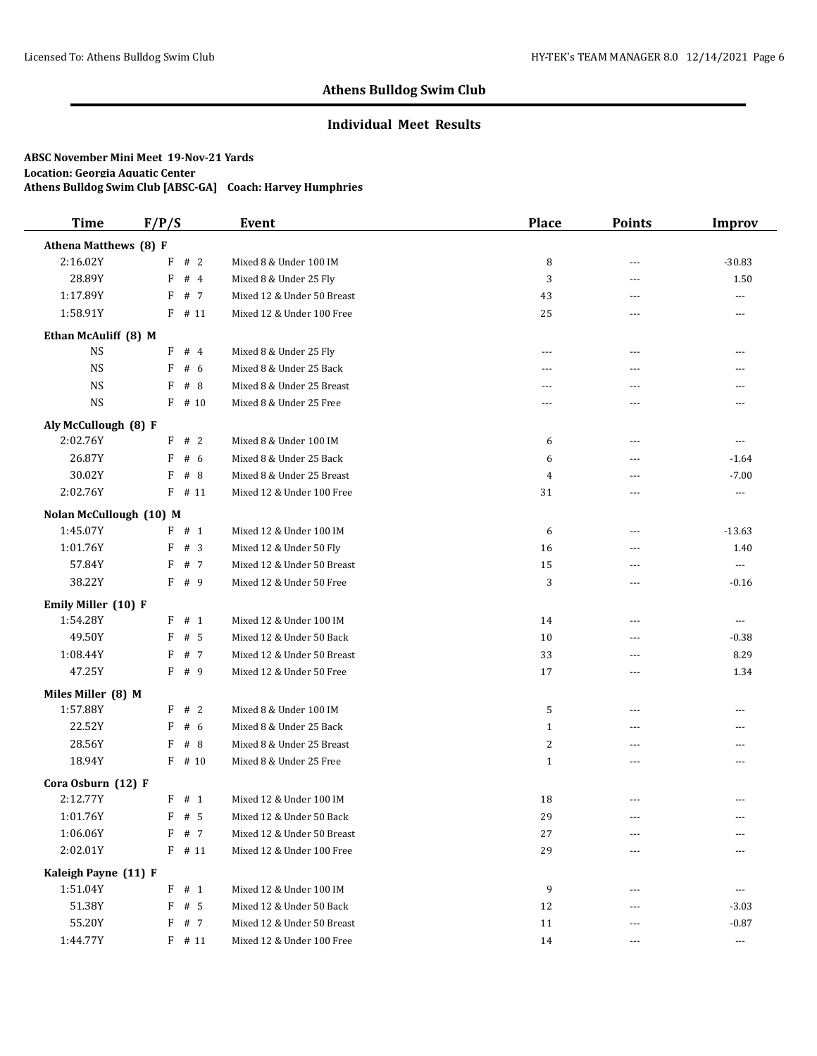## Athens Bulldog Swim Club

### Individual Meet Results

**ABSC November Mini Meet 19-Nov-21 Yards**
**Location: Georgia Aquatic Center**
**Athens Bulldog Swim Club [ABSC-GA] Coach: Harvey Humphries**

| Time | F/P/S | Event | Place | Points | Improv |
|---|---|---|---|---|---|
| **Athena Matthews (8) F** | | | | | |
| 2:16.02Y | F # 2 | Mixed 8 & Under 100 IM | 8 | --- | -30.83 |
| 28.89Y | F # 4 | Mixed 8 & Under 25 Fly | 3 | --- | 1.50 |
| 1:17.89Y | F # 7 | Mixed 12 & Under 50 Breast | 43 | --- | --- |
| 1:58.91Y | F # 11 | Mixed 12 & Under 100 Free | 25 | --- | --- |
| **Ethan McAuliff (8) M** | | | | | |
| NS | F # 4 | Mixed 8 & Under 25 Fly | --- | --- | --- |
| NS | F # 6 | Mixed 8 & Under 25 Back | --- | --- | --- |
| NS | F # 8 | Mixed 8 & Under 25 Breast | --- | --- | --- |
| NS | F # 10 | Mixed 8 & Under 25 Free | --- | --- | --- |
| **Aly McCullough (8) F** | | | | | |
| 2:02.76Y | F # 2 | Mixed 8 & Under 100 IM | 6 | --- | --- |
| 26.87Y | F # 6 | Mixed 8 & Under 25 Back | 6 | --- | -1.64 |
| 30.02Y | F # 8 | Mixed 8 & Under 25 Breast | 4 | --- | -7.00 |
| 2:02.76Y | F # 11 | Mixed 12 & Under 100 Free | 31 | --- | --- |
| **Nolan McCullough (10) M** | | | | | |
| 1:45.07Y | F # 1 | Mixed 12 & Under 100 IM | 6 | --- | -13.63 |
| 1:01.76Y | F # 3 | Mixed 12 & Under 50 Fly | 16 | --- | 1.40 |
| 57.84Y | F # 7 | Mixed 12 & Under 50 Breast | 15 | --- | --- |
| 38.22Y | F # 9 | Mixed 12 & Under 50 Free | 3 | --- | -0.16 |
| **Emily Miller (10) F** | | | | | |
| 1:54.28Y | F # 1 | Mixed 12 & Under 100 IM | 14 | --- | --- |
| 49.50Y | F # 5 | Mixed 12 & Under 50 Back | 10 | --- | -0.38 |
| 1:08.44Y | F # 7 | Mixed 12 & Under 50 Breast | 33 | --- | 8.29 |
| 47.25Y | F # 9 | Mixed 12 & Under 50 Free | 17 | --- | 1.34 |
| **Miles Miller (8) M** | | | | | |
| 1:57.88Y | F # 2 | Mixed 8 & Under 100 IM | 5 | --- | --- |
| 22.52Y | F # 6 | Mixed 8 & Under 25 Back | 1 | --- | --- |
| 28.56Y | F # 8 | Mixed 8 & Under 25 Breast | 2 | --- | --- |
| 18.94Y | F # 10 | Mixed 8 & Under 25 Free | 1 | --- | --- |
| **Cora Osburn (12) F** | | | | | |
| 2:12.77Y | F # 1 | Mixed 12 & Under 100 IM | 18 | --- | --- |
| 1:01.76Y | F # 5 | Mixed 12 & Under 50 Back | 29 | --- | --- |
| 1:06.06Y | F # 7 | Mixed 12 & Under 50 Breast | 27 | --- | --- |
| 2:02.01Y | F # 11 | Mixed 12 & Under 100 Free | 29 | --- | --- |
| **Kaleigh Payne (11) F** | | | | | |
| 1:51.04Y | F # 1 | Mixed 12 & Under 100 IM | 9 | --- | --- |
| 51.38Y | F # 5 | Mixed 12 & Under 50 Back | 12 | --- | -3.03 |
| 55.20Y | F # 7 | Mixed 12 & Under 50 Breast | 11 | --- | -0.87 |
| 1:44.77Y | F # 11 | Mixed 12 & Under 100 Free | 14 | --- | --- |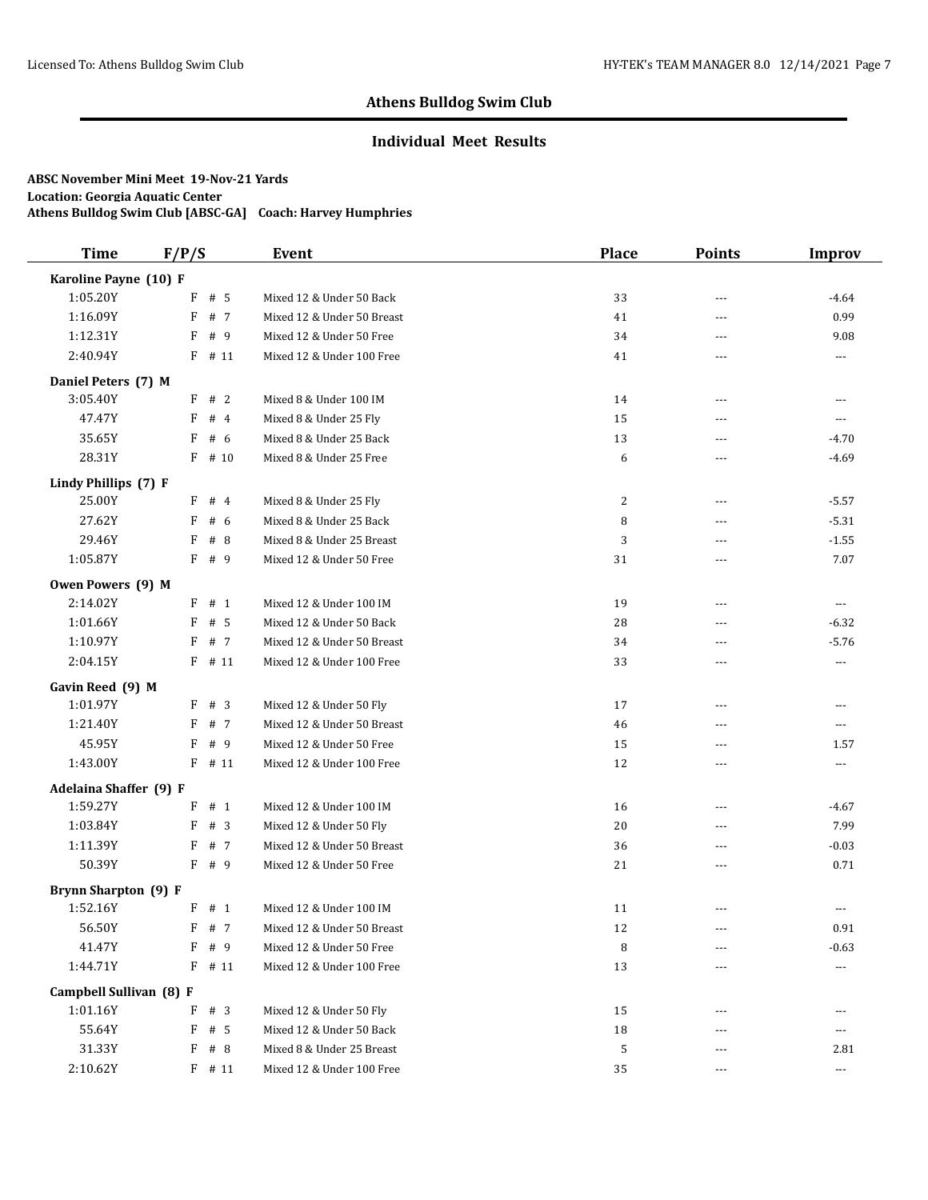## Athens Bulldog Swim Club

### Individual Meet Results

**ABSC November Mini Meet 19-Nov-21 Yards**
**Location: Georgia Aquatic Center**
**Athens Bulldog Swim Club [ABSC-GA] Coach: Harvey Humphries**

| Time | F/P/S | Event | Place | Points | Improv |
|---|---|---|---|---|---|
| **Karoline Payne (10) F** | | | | | |
| 1:05.20Y | F # 5 | Mixed 12 & Under 50 Back | 33 | --- | -4.64 |
| 1:16.09Y | F # 7 | Mixed 12 & Under 50 Breast | 41 | --- | 0.99 |
| 1:12.31Y | F # 9 | Mixed 12 & Under 50 Free | 34 | --- | 9.08 |
| 2:40.94Y | F # 11 | Mixed 12 & Under 100 Free | 41 | --- | --- |
| **Daniel Peters (7) M** | | | | | |
| 3:05.40Y | F # 2 | Mixed 8 & Under 100 IM | 14 | --- | --- |
| 47.47Y | F # 4 | Mixed 8 & Under 25 Fly | 15 | --- | --- |
| 35.65Y | F # 6 | Mixed 8 & Under 25 Back | 13 | --- | -4.70 |
| 28.31Y | F # 10 | Mixed 8 & Under 25 Free | 6 | --- | -4.69 |
| **Lindy Phillips (7) F** | | | | | |
| 25.00Y | F # 4 | Mixed 8 & Under 25 Fly | 2 | --- | -5.57 |
| 27.62Y | F # 6 | Mixed 8 & Under 25 Back | 8 | --- | -5.31 |
| 29.46Y | F # 8 | Mixed 8 & Under 25 Breast | 3 | --- | -1.55 |
| 1:05.87Y | F # 9 | Mixed 12 & Under 50 Free | 31 | --- | 7.07 |
| **Owen Powers (9) M** | | | | | |
| 2:14.02Y | F # 1 | Mixed 12 & Under 100 IM | 19 | --- | --- |
| 1:01.66Y | F # 5 | Mixed 12 & Under 50 Back | 28 | --- | -6.32 |
| 1:10.97Y | F # 7 | Mixed 12 & Under 50 Breast | 34 | --- | -5.76 |
| 2:04.15Y | F # 11 | Mixed 12 & Under 100 Free | 33 | --- | --- |
| **Gavin Reed (9) M** | | | | | |
| 1:01.97Y | F # 3 | Mixed 12 & Under 50 Fly | 17 | --- | --- |
| 1:21.40Y | F # 7 | Mixed 12 & Under 50 Breast | 46 | --- | --- |
| 45.95Y | F # 9 | Mixed 12 & Under 50 Free | 15 | --- | 1.57 |
| 1:43.00Y | F # 11 | Mixed 12 & Under 100 Free | 12 | --- | --- |
| **Adelaina Shaffer (9) F** | | | | | |
| 1:59.27Y | F # 1 | Mixed 12 & Under 100 IM | 16 | --- | -4.67 |
| 1:03.84Y | F # 3 | Mixed 12 & Under 50 Fly | 20 | --- | 7.99 |
| 1:11.39Y | F # 7 | Mixed 12 & Under 50 Breast | 36 | --- | -0.03 |
| 50.39Y | F # 9 | Mixed 12 & Under 50 Free | 21 | --- | 0.71 |
| **Brynn Sharpton (9) F** | | | | | |
| 1:52.16Y | F # 1 | Mixed 12 & Under 100 IM | 11 | --- | --- |
| 56.50Y | F # 7 | Mixed 12 & Under 50 Breast | 12 | --- | 0.91 |
| 41.47Y | F # 9 | Mixed 12 & Under 50 Free | 8 | --- | -0.63 |
| 1:44.71Y | F # 11 | Mixed 12 & Under 100 Free | 13 | --- | --- |
| **Campbell Sullivan (8) F** | | | | | |
| 1:01.16Y | F # 3 | Mixed 12 & Under 50 Fly | 15 | --- | --- |
| 55.64Y | F # 5 | Mixed 12 & Under 50 Back | 18 | --- | --- |
| 31.33Y | F # 8 | Mixed 8 & Under 25 Breast | 5 | --- | 2.81 |
| 2:10.62Y | F # 11 | Mixed 12 & Under 100 Free | 35 | --- | --- |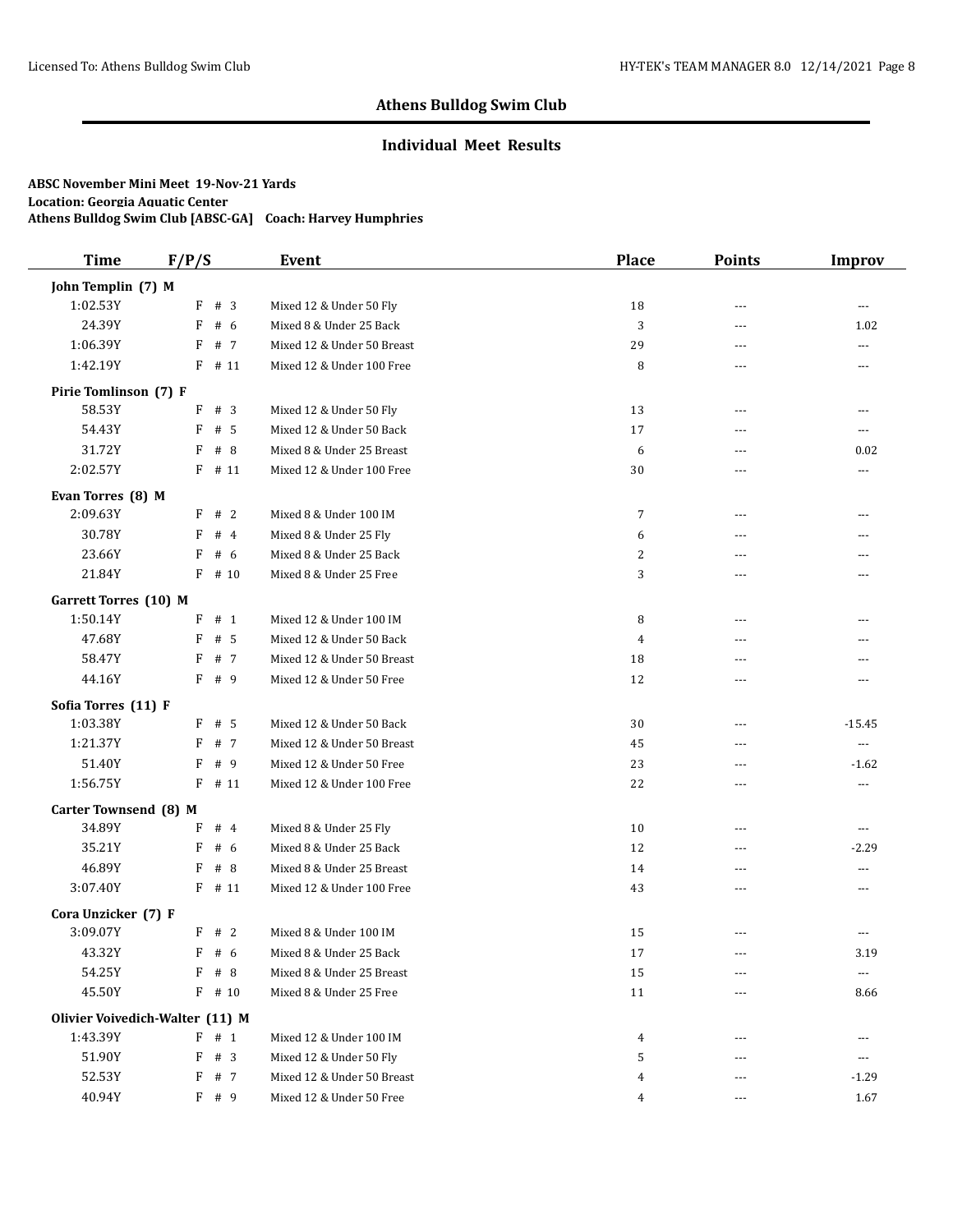# Athens Bulldog Swim Club

## Individual Meet Results

**ABSC November Mini Meet 19-Nov-21 Yards**
**Location: Georgia Aquatic Center**
**Athens Bulldog Swim Club [ABSC-GA] Coach: Harvey Humphries**

| Time | F/P/S | Event | Place | Points | Improv |
|---|---|---|---|---|---|
| **John Templin (7) M** | | | | | |
| 1:02.53Y | F # 3 | Mixed 12 & Under 50 Fly | 18 | --- | --- |
| 24.39Y | F # 6 | Mixed 8 & Under 25 Back | 3 | --- | 1.02 |
| 1:06.39Y | F # 7 | Mixed 12 & Under 50 Breast | 29 | --- | --- |
| 1:42.19Y | F # 11 | Mixed 12 & Under 100 Free | 8 | --- | --- |
| **Pirie Tomlinson (7) F** | | | | | |
| 58.53Y | F # 3 | Mixed 12 & Under 50 Fly | 13 | --- | --- |
| 54.43Y | F # 5 | Mixed 12 & Under 50 Back | 17 | --- | --- |
| 31.72Y | F # 8 | Mixed 8 & Under 25 Breast | 6 | --- | 0.02 |
| 2:02.57Y | F # 11 | Mixed 12 & Under 100 Free | 30 | --- | --- |
| **Evan Torres (8) M** | | | | | |
| 2:09.63Y | F # 2 | Mixed 8 & Under 100 IM | 7 | --- | --- |
| 30.78Y | F # 4 | Mixed 8 & Under 25 Fly | 6 | --- | --- |
| 23.66Y | F # 6 | Mixed 8 & Under 25 Back | 2 | --- | --- |
| 21.84Y | F # 10 | Mixed 8 & Under 25 Free | 3 | --- | --- |
| **Garrett Torres (10) M** | | | | | |
| 1:50.14Y | F # 1 | Mixed 12 & Under 100 IM | 8 | --- | --- |
| 47.68Y | F # 5 | Mixed 12 & Under 50 Back | 4 | --- | --- |
| 58.47Y | F # 7 | Mixed 12 & Under 50 Breast | 18 | --- | --- |
| 44.16Y | F # 9 | Mixed 12 & Under 50 Free | 12 | --- | --- |
| **Sofia Torres (11) F** | | | | | |
| 1:03.38Y | F # 5 | Mixed 12 & Under 50 Back | 30 | --- | -15.45 |
| 1:21.37Y | F # 7 | Mixed 12 & Under 50 Breast | 45 | --- | --- |
| 51.40Y | F # 9 | Mixed 12 & Under 50 Free | 23 | --- | -1.62 |
| 1:56.75Y | F # 11 | Mixed 12 & Under 100 Free | 22 | --- | --- |
| **Carter Townsend (8) M** | | | | | |
| 34.89Y | F # 4 | Mixed 8 & Under 25 Fly | 10 | --- | --- |
| 35.21Y | F # 6 | Mixed 8 & Under 25 Back | 12 | --- | -2.29 |
| 46.89Y | F # 8 | Mixed 8 & Under 25 Breast | 14 | --- | --- |
| 3:07.40Y | F # 11 | Mixed 12 & Under 100 Free | 43 | --- | --- |
| **Cora Unzicker (7) F** | | | | | |
| 3:09.07Y | F # 2 | Mixed 8 & Under 100 IM | 15 | --- | --- |
| 43.32Y | F # 6 | Mixed 8 & Under 25 Back | 17 | --- | 3.19 |
| 54.25Y | F # 8 | Mixed 8 & Under 25 Breast | 15 | --- | --- |
| 45.50Y | F # 10 | Mixed 8 & Under 25 Free | 11 | --- | 8.66 |
| **Olivier Voivedich-Walter (11) M** | | | | | |
| 1:43.39Y | F # 1 | Mixed 12 & Under 100 IM | 4 | --- | --- |
| 51.90Y | F # 3 | Mixed 12 & Under 50 Fly | 5 | --- | --- |
| 52.53Y | F # 7 | Mixed 12 & Under 50 Breast | 4 | --- | -1.29 |
| 40.94Y | F # 9 | Mixed 12 & Under 50 Free | 4 | --- | 1.67 |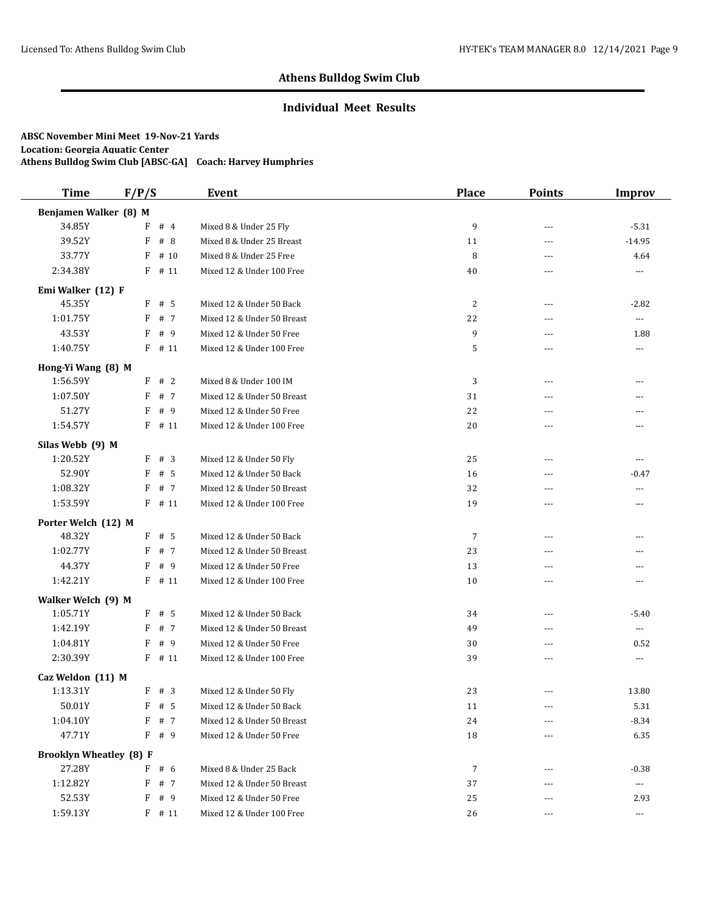## Athens Bulldog Swim Club

### Individual Meet Results

**ABSC November Mini Meet 19-Nov-21 Yards**
**Location: Georgia Aquatic Center**
**Athens Bulldog Swim Club [ABSC-GA] Coach: Harvey Humphries**

| Time | F/P/S | Event | Place | Points | Improv |
|---|---|---|---|---|---|
| **Benjamen Walker (8) M** | | | | | |
| 34.85Y | F # 4 | Mixed 8 & Under 25 Fly | 9 | --- | -5.31 |
| 39.52Y | F # 8 | Mixed 8 & Under 25 Breast | 11 | --- | -14.95 |
| 33.77Y | F # 10 | Mixed 8 & Under 25 Free | 8 | --- | 4.64 |
| 2:34.38Y | F # 11 | Mixed 12 & Under 100 Free | 40 | --- | --- |
| **Emi Walker (12) F** | | | | | |
| 45.35Y | F # 5 | Mixed 12 & Under 50 Back | 2 | --- | -2.82 |
| 1:01.75Y | F # 7 | Mixed 12 & Under 50 Breast | 22 | --- | --- |
| 43.53Y | F # 9 | Mixed 12 & Under 50 Free | 9 | --- | 1.88 |
| 1:40.75Y | F # 11 | Mixed 12 & Under 100 Free | 5 | --- | --- |
| **Hong-Yi Wang (8) M** | | | | | |
| 1:56.59Y | F # 2 | Mixed 8 & Under 100 IM | 3 | --- | --- |
| 1:07.50Y | F # 7 | Mixed 12 & Under 50 Breast | 31 | --- | --- |
| 51.27Y | F # 9 | Mixed 12 & Under 50 Free | 22 | --- | --- |
| 1:54.57Y | F # 11 | Mixed 12 & Under 100 Free | 20 | --- | --- |
| **Silas Webb (9) M** | | | | | |
| 1:20.52Y | F # 3 | Mixed 12 & Under 50 Fly | 25 | --- | --- |
| 52.90Y | F # 5 | Mixed 12 & Under 50 Back | 16 | --- | -0.47 |
| 1:08.32Y | F # 7 | Mixed 12 & Under 50 Breast | 32 | --- | --- |
| 1:53.59Y | F # 11 | Mixed 12 & Under 100 Free | 19 | --- | --- |
| **Porter Welch (12) M** | | | | | |
| 48.32Y | F # 5 | Mixed 12 & Under 50 Back | 7 | --- | --- |
| 1:02.77Y | F # 7 | Mixed 12 & Under 50 Breast | 23 | --- | --- |
| 44.37Y | F # 9 | Mixed 12 & Under 50 Free | 13 | --- | --- |
| 1:42.21Y | F # 11 | Mixed 12 & Under 100 Free | 10 | --- | --- |
| **Walker Welch (9) M** | | | | | |
| 1:05.71Y | F # 5 | Mixed 12 & Under 50 Back | 34 | --- | -5.40 |
| 1:42.19Y | F # 7 | Mixed 12 & Under 50 Breast | 49 | --- | --- |
| 1:04.81Y | F # 9 | Mixed 12 & Under 50 Free | 30 | --- | 0.52 |
| 2:30.39Y | F # 11 | Mixed 12 & Under 100 Free | 39 | --- | --- |
| **Caz Weldon (11) M** | | | | | |
| 1:13.31Y | F # 3 | Mixed 12 & Under 50 Fly | 23 | --- | 13.80 |
| 50.01Y | F # 5 | Mixed 12 & Under 50 Back | 11 | --- | 5.31 |
| 1:04.10Y | F # 7 | Mixed 12 & Under 50 Breast | 24 | --- | -8.34 |
| 47.71Y | F # 9 | Mixed 12 & Under 50 Free | 18 | --- | 6.35 |
| **Brooklyn Wheatley (8) F** | | | | | |
| 27.28Y | F # 6 | Mixed 8 & Under 25 Back | 7 | --- | -0.38 |
| 1:12.82Y | F # 7 | Mixed 12 & Under 50 Breast | 37 | --- | --- |
| 52.53Y | F # 9 | Mixed 12 & Under 50 Free | 25 | --- | 2.93 |
| 1:59.13Y | F # 11 | Mixed 12 & Under 100 Free | 26 | --- | --- |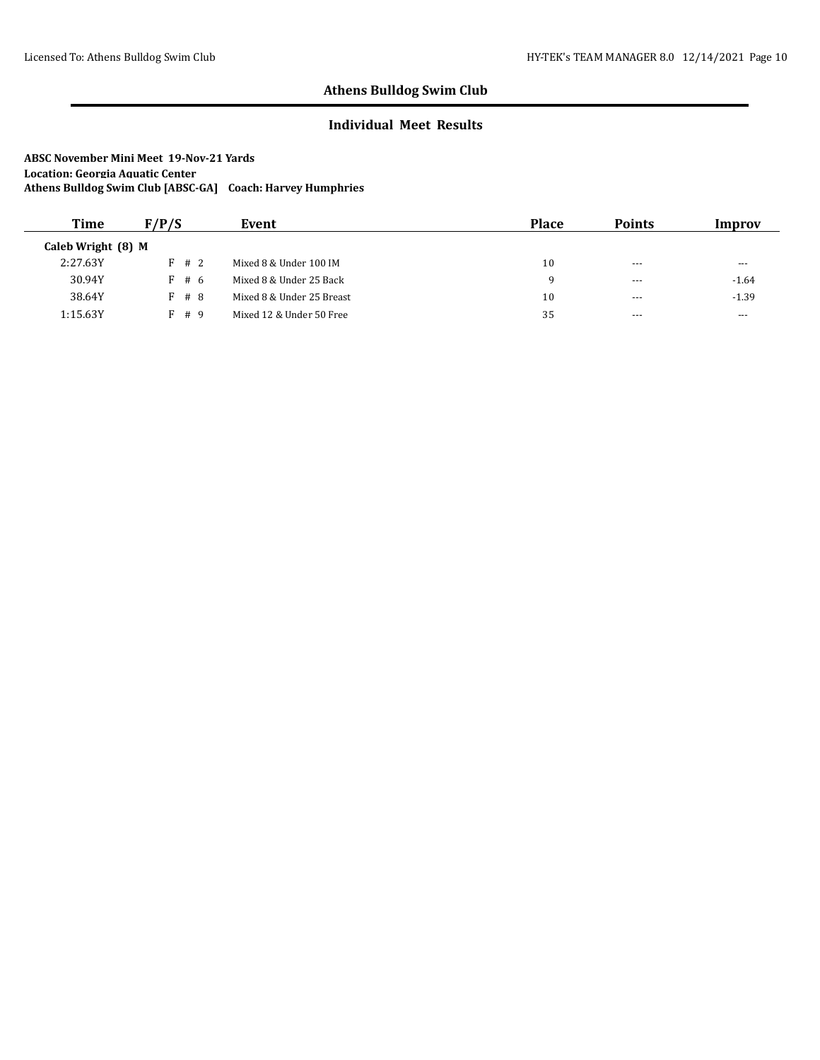## Athens Bulldog Swim Club

### Individual Meet Results

**ABSC November Mini Meet 19-Nov-21 Yards**
**Location: Georgia Aquatic Center**
**Athens Bulldog Swim Club [ABSC-GA] Coach: Harvey Humphries**

| Time | F/P/S | Event | Place | Points | Improv |
|---|---|---|---|---|---|
| **Caleb Wright (8) M** | | | | | |
| 2:27.63Y | F # 2 | Mixed 8 & Under 100 IM | 10 | --- | --- |
| 30.94Y | F # 6 | Mixed 8 & Under 25 Back | 9 | --- | -1.64 |
| 38.64Y | F # 8 | Mixed 8 & Under 25 Breast | 10 | --- | -1.39 |
| 1:15.63Y | F # 9 | Mixed 12 & Under 50 Free | 35 | --- | --- |